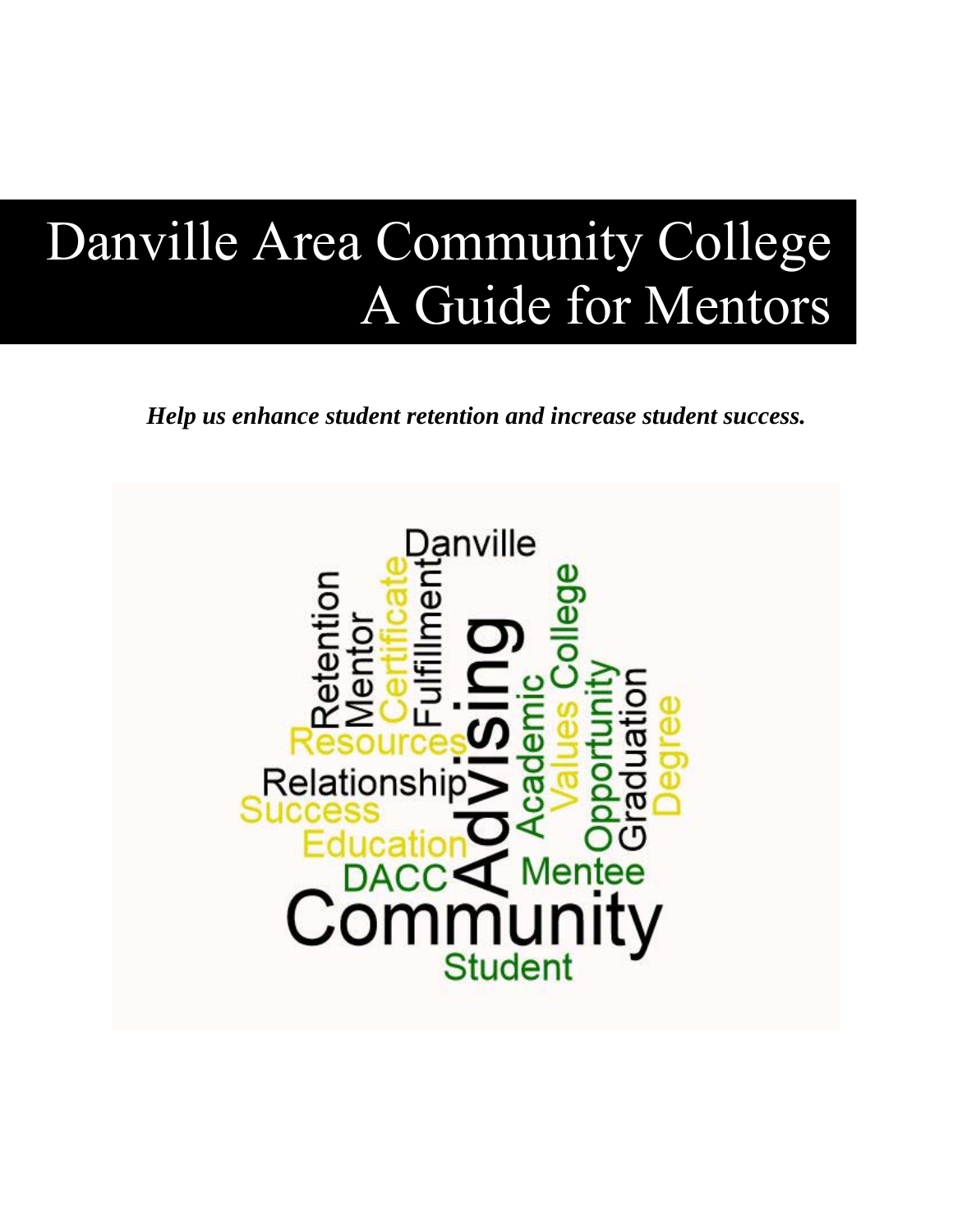# Danville Area Community College
# A Guide for Mentors

***Help us enhance student retention and increase student success.***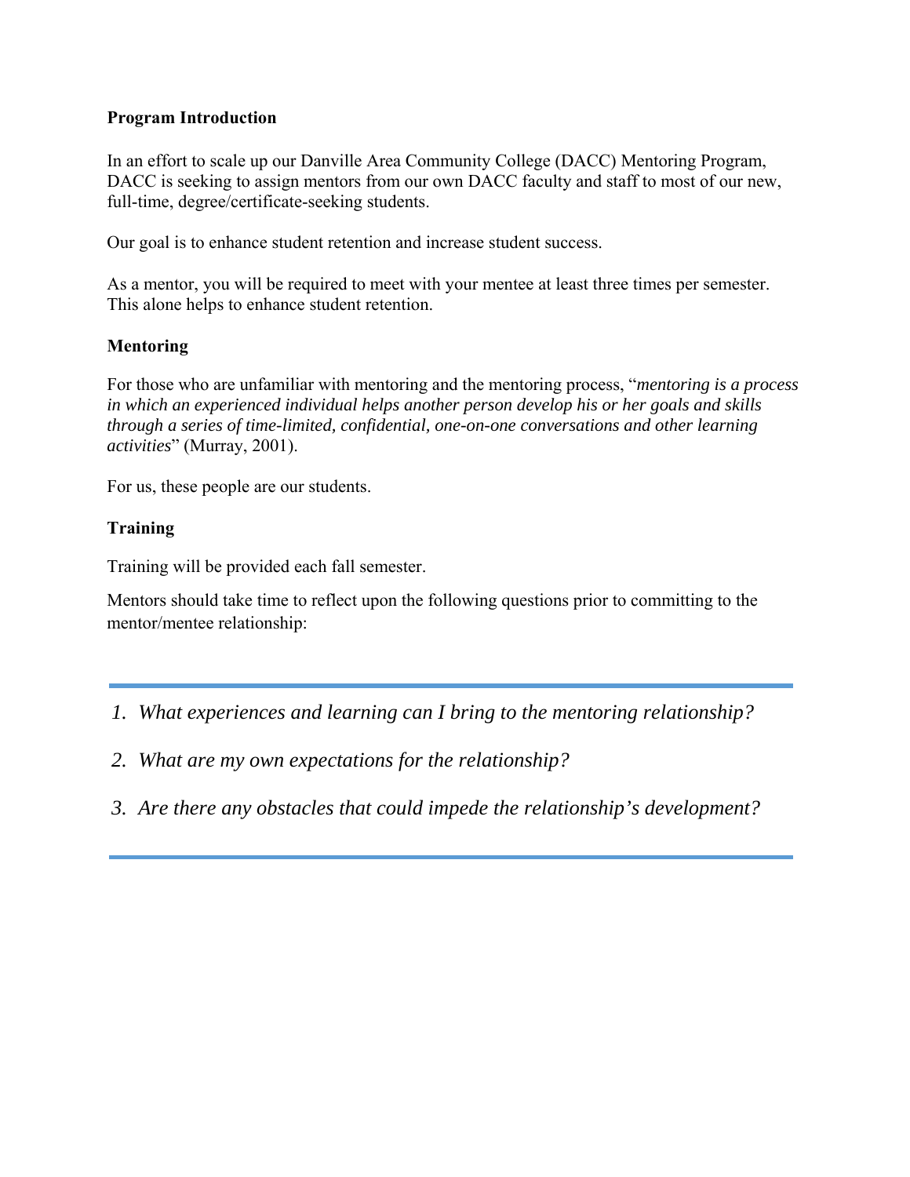**Program Introduction**

In an effort to scale up our Danville Area Community College (DACC) Mentoring Program, DACC is seeking to assign mentors from our own DACC faculty and staff to most of our new, full-time, degree/certificate-seeking students.

Our goal is to enhance student retention and increase student success.

As a mentor, you will be required to meet with your mentee at least three times per semester. This alone helps to enhance student retention.

**Mentoring**

For those who are unfamiliar with mentoring and the mentoring process, "*mentoring is a process in which an experienced individual helps another person develop his or her goals and skills through a series of time-limited, confidential, one-on-one conversations and other learning activities*" (Murray, 2001).

For us, these people are our students.

**Training**

Training will be provided each fall semester.

Mentors should take time to reflect upon the following questions prior to committing to the mentor/mentee relationship:

---

1. *What experiences and learning can I bring to the mentoring relationship?*
2. *What are my own expectations for the relationship?*
3. *Are there any obstacles that could impede the relationship's development?*

---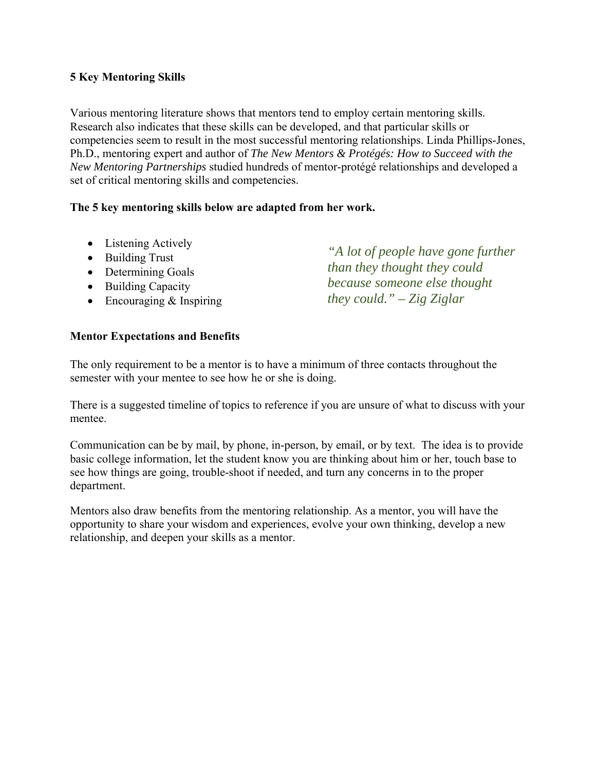## 5 Key Mentoring Skills

Various mentoring literature shows that mentors tend to employ certain mentoring skills. Research also indicates that these skills can be developed, and that particular skills or competencies seem to result in the most successful mentoring relationships. Linda Phillips-Jones, Ph.D., mentoring expert and author of *The New Mentors & Protégés: How to Succeed with the New Mentoring Partnerships* studied hundreds of mentor-protégé relationships and developed a set of critical mentoring skills and competencies.

**The 5 key mentoring skills below are adapted from her work.**

- Listening Actively
- Building Trust
- Determining Goals
- Building Capacity
- Encouraging & Inspiring

*"A lot of people have gone further than they thought they could because someone else thought they could." – Zig Ziglar*

## Mentor Expectations and Benefits

The only requirement to be a mentor is to have a minimum of three contacts throughout the semester with your mentee to see how he or she is doing.

There is a suggested timeline of topics to reference if you are unsure of what to discuss with your mentee.

Communication can be by mail, by phone, in-person, by email, or by text. The idea is to provide basic college information, let the student know you are thinking about him or her, touch base to see how things are going, trouble-shoot if needed, and turn any concerns in to the proper department.

Mentors also draw benefits from the mentoring relationship. As a mentor, you will have the opportunity to share your wisdom and experiences, evolve your own thinking, develop a new relationship, and deepen your skills as a mentor.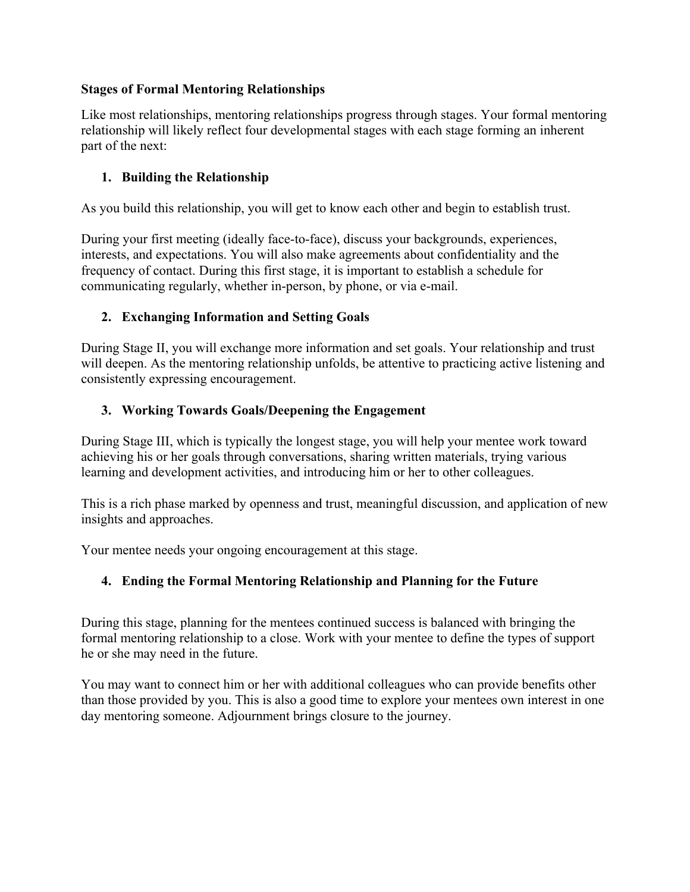**Stages of Formal Mentoring Relationships**

Like most relationships, mentoring relationships progress through stages. Your formal mentoring relationship will likely reflect four developmental stages with each stage forming an inherent part of the next:

1. **Building the Relationship**

As you build this relationship, you will get to know each other and begin to establish trust.

During your first meeting (ideally face-to-face), discuss your backgrounds, experiences, interests, and expectations. You will also make agreements about confidentiality and the frequency of contact. During this first stage, it is important to establish a schedule for communicating regularly, whether in-person, by phone, or via e-mail.

2. **Exchanging Information and Setting Goals**

During Stage II, you will exchange more information and set goals. Your relationship and trust will deepen. As the mentoring relationship unfolds, be attentive to practicing active listening and consistently expressing encouragement.

3. **Working Towards Goals/Deepening the Engagement**

During Stage III, which is typically the longest stage, you will help your mentee work toward achieving his or her goals through conversations, sharing written materials, trying various learning and development activities, and introducing him or her to other colleagues.

This is a rich phase marked by openness and trust, meaningful discussion, and application of new insights and approaches.

Your mentee needs your ongoing encouragement at this stage.

4. **Ending the Formal Mentoring Relationship and Planning for the Future**

During this stage, planning for the mentees continued success is balanced with bringing the formal mentoring relationship to a close. Work with your mentee to define the types of support he or she may need in the future.

You may want to connect him or her with additional colleagues who can provide benefits other than those provided by you. This is also a good time to explore your mentees own interest in one day mentoring someone. Adjournment brings closure to the journey.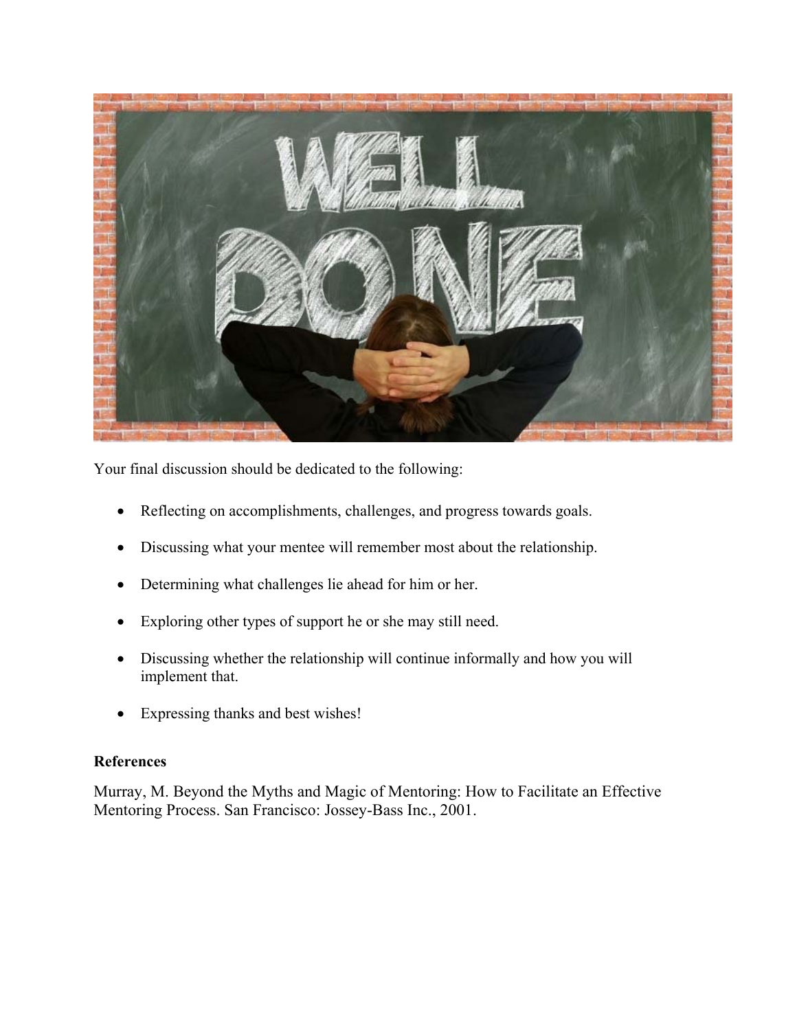Your final discussion should be dedicated to the following:

- Reflecting on accomplishments, challenges, and progress towards goals.
- Discussing what your mentee will remember most about the relationship.
- Determining what challenges lie ahead for him or her.
- Exploring other types of support he or she may still need.
- Discussing whether the relationship will continue informally and how you will implement that.
- Expressing thanks and best wishes!

**References**

Murray, M. Beyond the Myths and Magic of Mentoring: How to Facilitate an Effective Mentoring Process. San Francisco: Jossey-Bass Inc., 2001.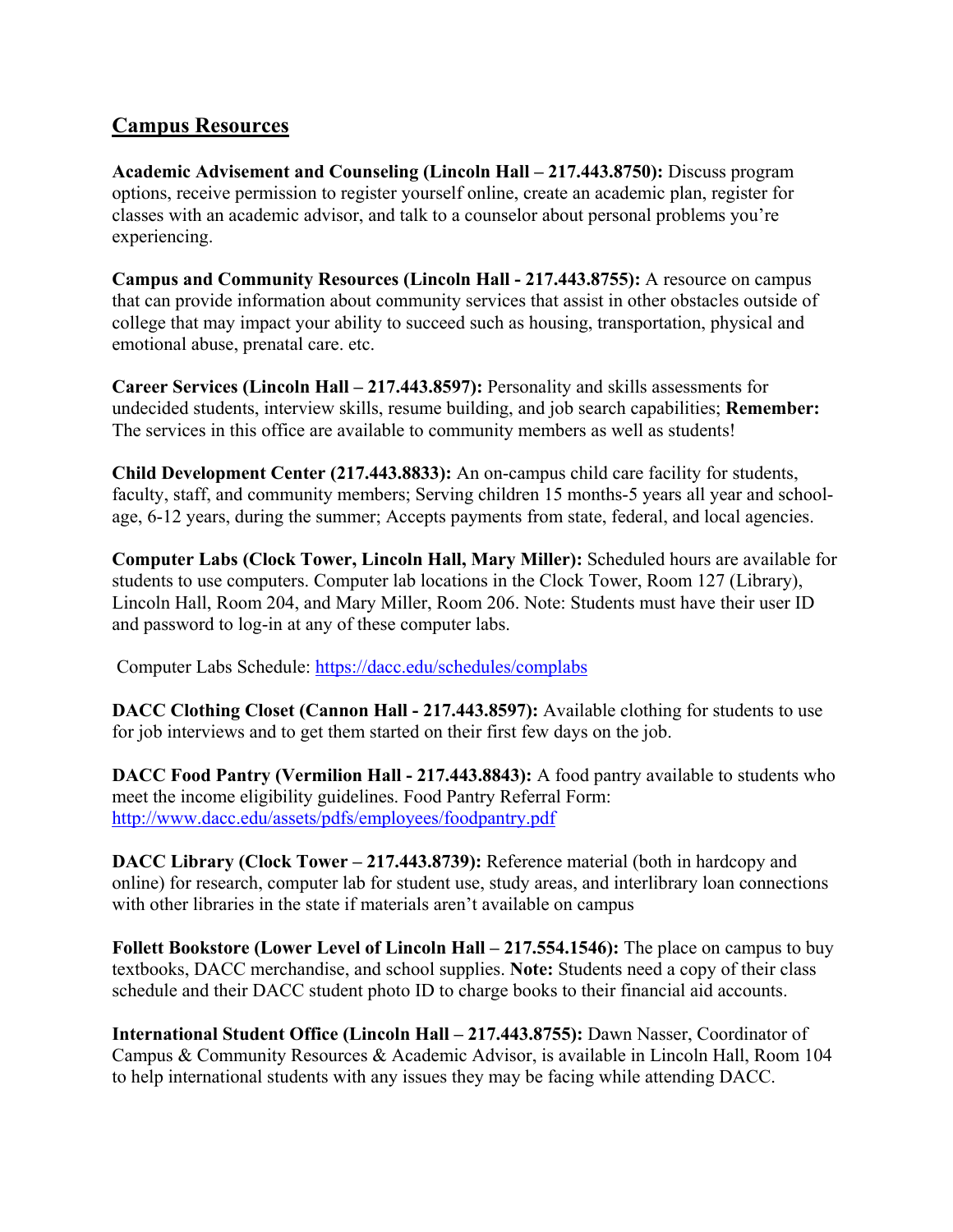## Campus Resources

**Academic Advisement and Counseling (Lincoln Hall – 217.443.8750):** Discuss program options, receive permission to register yourself online, create an academic plan, register for classes with an academic advisor, and talk to a counselor about personal problems you're experiencing.

**Campus and Community Resources (Lincoln Hall - 217.443.8755):** A resource on campus that can provide information about community services that assist in other obstacles outside of college that may impact your ability to succeed such as housing, transportation, physical and emotional abuse, prenatal care. etc.

**Career Services (Lincoln Hall – 217.443.8597):** Personality and skills assessments for undecided students, interview skills, resume building, and job search capabilities; **Remember:** The services in this office are available to community members as well as students!

**Child Development Center (217.443.8833):** An on-campus child care facility for students, faculty, staff, and community members; Serving children 15 months-5 years all year and school-age, 6-12 years, during the summer; Accepts payments from state, federal, and local agencies.

**Computer Labs (Clock Tower, Lincoln Hall, Mary Miller):** Scheduled hours are available for students to use computers. Computer lab locations in the Clock Tower, Room 127 (Library), Lincoln Hall, Room 204, and Mary Miller, Room 206. Note: Students must have their user ID and password to log-in at any of these computer labs.

Computer Labs Schedule: https://dacc.edu/schedules/complabs

**DACC Clothing Closet (Cannon Hall - 217.443.8597):** Available clothing for students to use for job interviews and to get them started on their first few days on the job.

**DACC Food Pantry (Vermilion Hall - 217.443.8843):** A food pantry available to students who meet the income eligibility guidelines. Food Pantry Referral Form: http://www.dacc.edu/assets/pdfs/employees/foodpantry.pdf

**DACC Library (Clock Tower – 217.443.8739):** Reference material (both in hardcopy and online) for research, computer lab for student use, study areas, and interlibrary loan connections with other libraries in the state if materials aren't available on campus

**Follett Bookstore (Lower Level of Lincoln Hall – 217.554.1546):** The place on campus to buy textbooks, DACC merchandise, and school supplies. **Note:** Students need a copy of their class schedule and their DACC student photo ID to charge books to their financial aid accounts.

**International Student Office (Lincoln Hall – 217.443.8755):** Dawn Nasser, Coordinator of Campus & Community Resources & Academic Advisor, is available in Lincoln Hall, Room 104 to help international students with any issues they may be facing while attending DACC.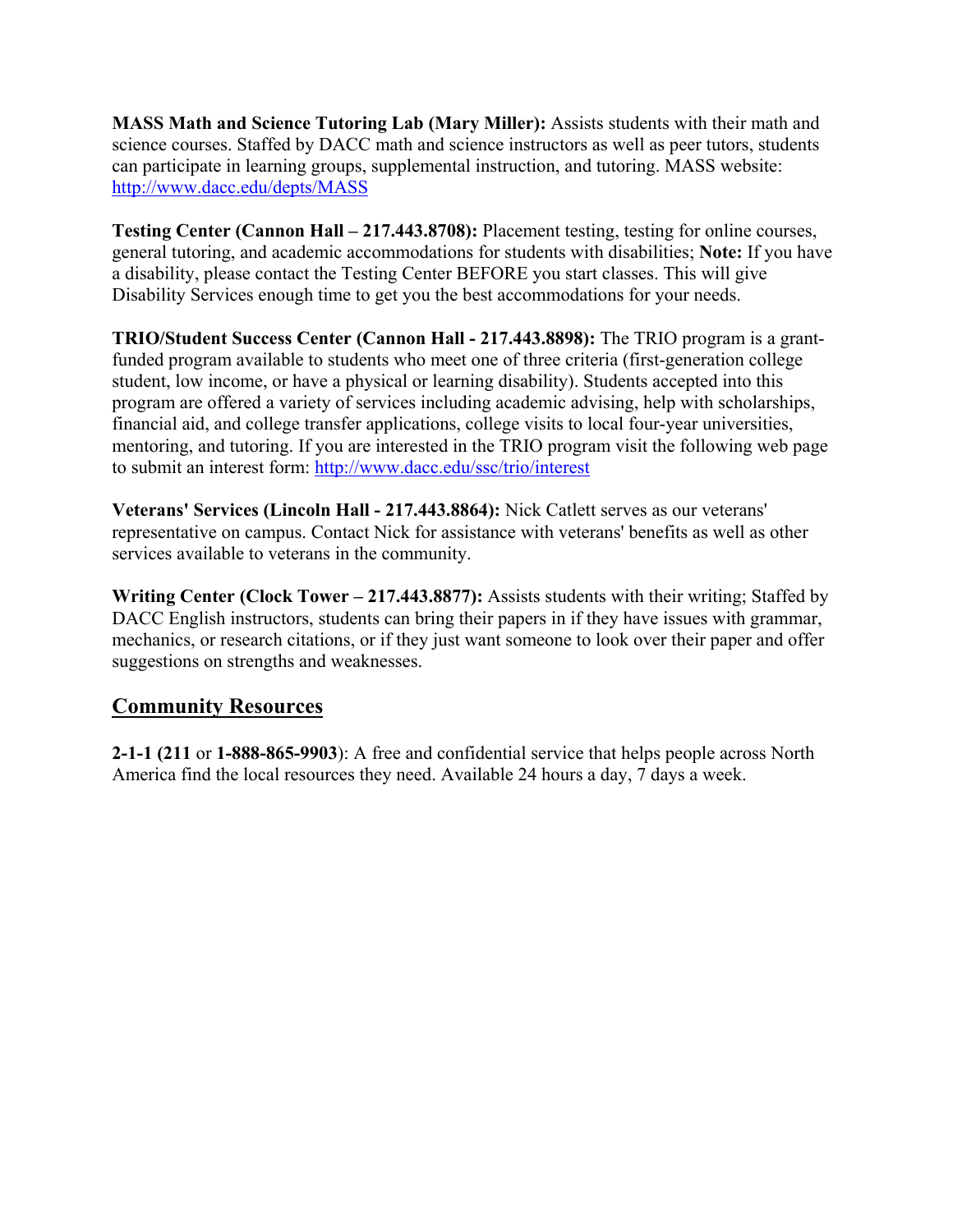**MASS Math and Science Tutoring Lab (Mary Miller):** Assists students with their math and science courses. Staffed by DACC math and science instructors as well as peer tutors, students can participate in learning groups, supplemental instruction, and tutoring. MASS website: [http://www.dacc.edu/depts/MASS](http://www.dacc.edu/depts/MASS)

**Testing Center (Cannon Hall – 217.443.8708):** Placement testing, testing for online courses, general tutoring, and academic accommodations for students with disabilities; **Note:** If you have a disability, please contact the Testing Center BEFORE you start classes. This will give Disability Services enough time to get you the best accommodations for your needs.

**TRIO/Student Success Center (Cannon Hall - 217.443.8898):** The TRIO program is a grant-funded program available to students who meet one of three criteria (first-generation college student, low income, or have a physical or learning disability). Students accepted into this program are offered a variety of services including academic advising, help with scholarships, financial aid, and college transfer applications, college visits to local four-year universities, mentoring, and tutoring. If you are interested in the TRIO program visit the following web page to submit an interest form: [http://www.dacc.edu/ssc/trio/interest](http://www.dacc.edu/ssc/trio/interest)

**Veterans' Services (Lincoln Hall - 217.443.8864):** Nick Catlett serves as our veterans' representative on campus. Contact Nick for assistance with veterans' benefits as well as other services available to veterans in the community.

**Writing Center (Clock Tower – 217.443.8877):** Assists students with their writing; Staffed by DACC English instructors, students can bring their papers in if they have issues with grammar, mechanics, or research citations, or if they just want someone to look over their paper and offer suggestions on strengths and weaknesses.

## Community Resources

**2-1-1 (211** or **1-888-865-9903**): A free and confidential service that helps people across North America find the local resources they need. Available 24 hours a day, 7 days a week.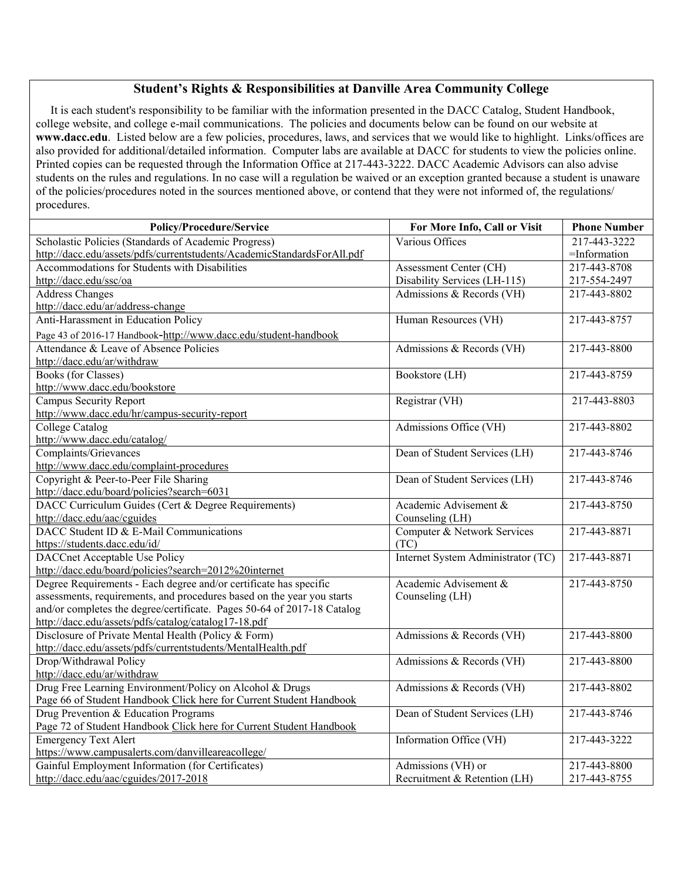## Student's Rights & Responsibilities at Danville Area Community College

It is each student's responsibility to be familiar with the information presented in the DACC Catalog, Student Handbook, college website, and college e-mail communications. The policies and documents below can be found on our website at **www.dacc.edu**. Listed below are a few policies, procedures, laws, and services that we would like to highlight. Links/offices are also provided for additional/detailed information. Computer labs are available at DACC for students to view the policies online. Printed copies can be requested through the Information Office at 217-443-3222. DACC Academic Advisors can also advise students on the rules and regulations. In no case will a regulation be waived or an exception granted because a student is unaware of the policies/procedures noted in the sources mentioned above, or contend that they were not informed of, the regulations/ procedures.

| Policy/Procedure/Service | For More Info, Call or Visit | Phone Number |
|---|---|---|
| Scholastic Policies (Standards of Academic Progress) http://dacc.edu/assets/pdfs/currentstudents/AcademicStandardsForAll.pdf | Various Offices | 217-443-3222 =Information |
| Accommodations for Students with Disabilities http://dacc.edu/ssc/oa | Assessment Center (CH) Disability Services (LH-115) | 217-443-8708 217-554-2497 |
| Address Changes http://dacc.edu/ar/address-change | Admissions & Records (VH) | 217-443-8802 |
| Anti-Harassment in Education Policy Page 43 of 2016-17 Handbook-http://www.dacc.edu/student-handbook | Human Resources (VH) | 217-443-8757 |
| Attendance & Leave of Absence Policies http://dacc.edu/ar/withdraw | Admissions & Records (VH) | 217-443-8800 |
| Books (for Classes) http://www.dacc.edu/bookstore | Bookstore (LH) | 217-443-8759 |
| Campus Security Report http://www.dacc.edu/hr/campus-security-report | Registrar (VH) | 217-443-8803 |
| College Catalog http://www.dacc.edu/catalog/ | Admissions Office (VH) | 217-443-8802 |
| Complaints/Grievances http://www.dacc.edu/complaint-procedures | Dean of Student Services (LH) | 217-443-8746 |
| Copyright & Peer-to-Peer File Sharing http://dacc.edu/board/policies?search=6031 | Dean of Student Services (LH) | 217-443-8746 |
| DACC Curriculum Guides (Cert & Degree Requirements) http://dacc.edu/aac/cguides | Academic Advisement & Counseling (LH) | 217-443-8750 |
| DACC Student ID & E-Mail Communications https://students.dacc.edu/id/ | Computer & Network Services (TC) | 217-443-8871 |
| DACCnet Acceptable Use Policy http://dacc.edu/board/policies?search=2012%20internet | Internet System Administrator (TC) | 217-443-8871 |
| Degree Requirements - Each degree and/or certificate has specific assessments, requirements, and procedures based on the year you starts and/or completes the degree/certificate. Pages 50-64 of 2017-18 Catalog http://dacc.edu/assets/pdfs/catalog/catalog17-18.pdf | Academic Advisement & Counseling (LH) | 217-443-8750 |
| Disclosure of Private Mental Health (Policy & Form) http://dacc.edu/assets/pdfs/currentstudents/MentalHealth.pdf | Admissions & Records (VH) | 217-443-8800 |
| Drop/Withdrawal Policy http://dacc.edu/ar/withdraw | Admissions & Records (VH) | 217-443-8800 |
| Drug Free Learning Environment/Policy on Alcohol & Drugs Page 66 of Student Handbook Click here for Current Student Handbook | Admissions & Records (VH) | 217-443-8802 |
| Drug Prevention & Education Programs Page 72 of Student Handbook Click here for Current Student Handbook | Dean of Student Services (LH) | 217-443-8746 |
| Emergency Text Alert https://www.campusalerts.com/danvilleareacollege/ | Information Office (VH) | 217-443-3222 |
| Gainful Employment Information (for Certificates) http://dacc.edu/aac/cguides/2017-2018 | Admissions (VH) or Recruitment & Retention (LH) | 217-443-8800 217-443-8755 |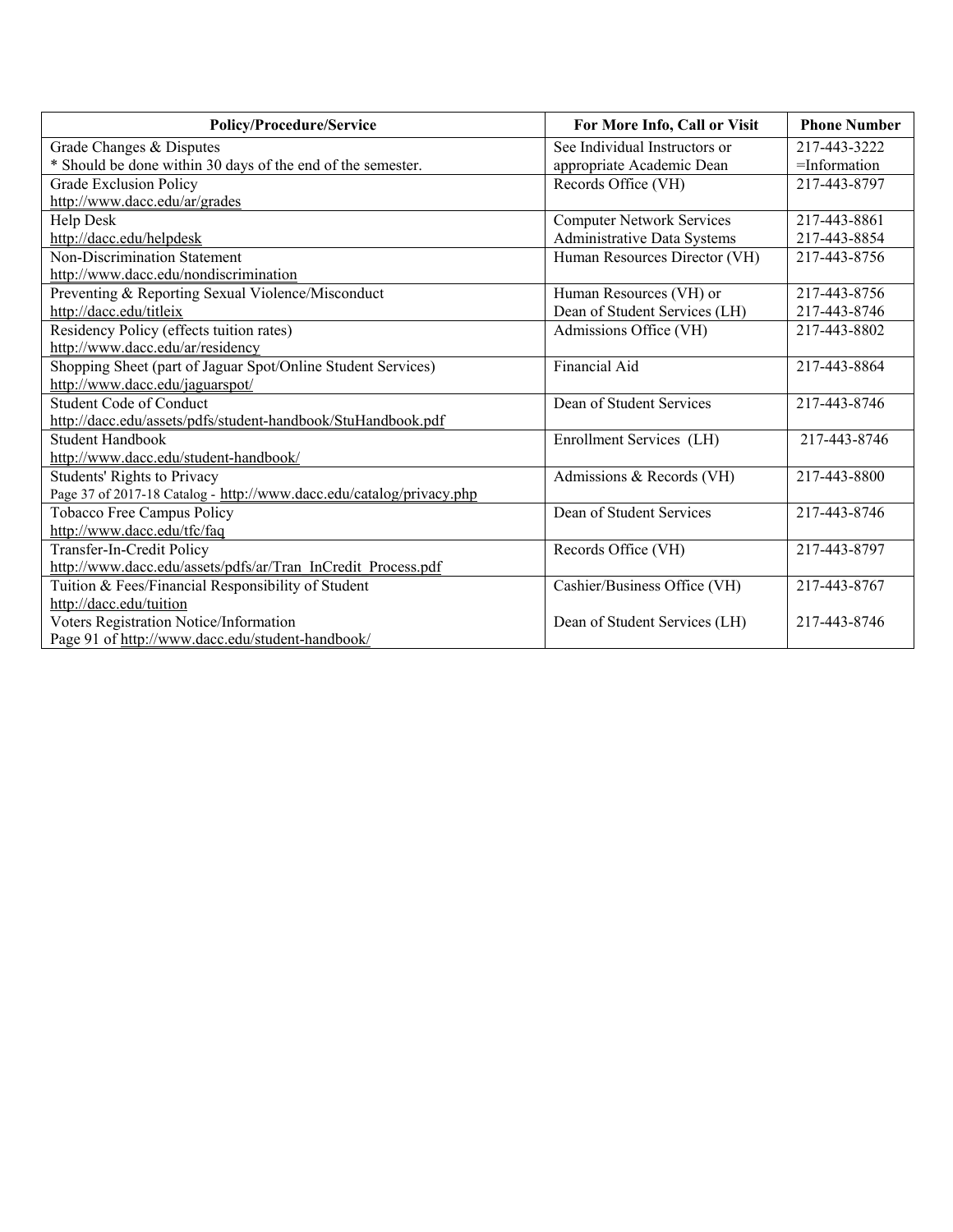| Policy/Procedure/Service | For More Info, Call or Visit | Phone Number |
|---|---|---|
| Grade Changes & Disputes<br>* Should be done within 30 days of the end of the semester. | See Individual Instructors or appropriate Academic Dean | 217-443-3222 =Information |
| Grade Exclusion Policy<br>http://www.dacc.edu/ar/grades | Records Office (VH) | 217-443-8797 |
| Help Desk<br>http://dacc.edu/helpdesk | Computer Network Services<br>Administrative Data Systems | 217-443-8861<br>217-443-8854 |
| Non-Discrimination Statement<br>http://www.dacc.edu/nondiscrimination | Human Resources Director (VH) | 217-443-8756 |
| Preventing & Reporting Sexual Violence/Misconduct<br>http://dacc.edu/titleix | Human Resources (VH) or<br>Dean of Student Services (LH) | 217-443-8756<br>217-443-8746 |
| Residency Policy (effects tuition rates)<br>http://www.dacc.edu/ar/residency | Admissions Office (VH) | 217-443-8802 |
| Shopping Sheet (part of Jaguar Spot/Online Student Services)<br>http://www.dacc.edu/jaguarspot/ | Financial Aid | 217-443-8864 |
| Student Code of Conduct<br>http://dacc.edu/assets/pdfs/student-handbook/StuHandbook.pdf | Dean of Student Services | 217-443-8746 |
| Student Handbook<br>http://www.dacc.edu/student-handbook/ | Enrollment Services (LH) | 217-443-8746 |
| Students' Rights to Privacy<br>Page 37 of 2017-18 Catalog - http://www.dacc.edu/catalog/privacy.php | Admissions & Records (VH) | 217-443-8800 |
| Tobacco Free Campus Policy<br>http://www.dacc.edu/tfc/faq | Dean of Student Services | 217-443-8746 |
| Transfer-In-Credit Policy<br>http://www.dacc.edu/assets/pdfs/ar/Tran_InCredit_Process.pdf | Records Office (VH) | 217-443-8797 |
| Tuition & Fees/Financial Responsibility of Student<br>http://dacc.edu/tuition | Cashier/Business Office (VH) | 217-443-8767 |
| Voters Registration Notice/Information<br>Page 91 of http://www.dacc.edu/student-handbook/ | Dean of Student Services (LH) | 217-443-8746 |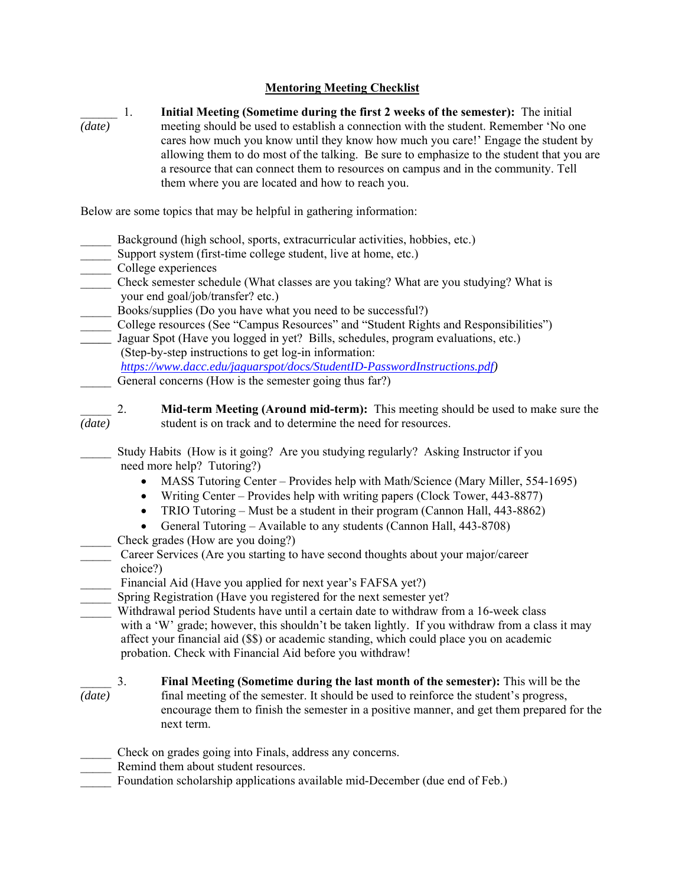# Mentoring Meeting Checklist

______ 1. **Initial Meeting (Sometime during the first 2 weeks of the semester):** The initial meeting should be used to establish a connection with the student. Remember 'No one cares how much you know until they know how much you care!' Engage the student by allowing them to do most of the talking. Be sure to emphasize to the student that you are a resource that can connect them to resources on campus and in the community. Tell them where you are located and how to reach you.
*(date)*

Below are some topics that may be helpful in gathering information:

_____ Background (high school, sports, extracurricular activities, hobbies, etc.)
_____ Support system (first-time college student, live at home, etc.)
_____ College experiences
_____ Check semester schedule (What classes are you taking? What are you studying? What is your end goal/job/transfer? etc.)
_____ Books/supplies (Do you have what you need to be successful?)
_____ College resources (See "Campus Resources" and "Student Rights and Responsibilities")
_____ Jaguar Spot (Have you logged in yet? Bills, schedules, program evaluations, etc.) (Step-by-step instructions to get log-in information: *https://www.dacc.edu/jaguarspot/docs/StudentID-PasswordInstructions.pdf*)
_____ General concerns (How is the semester going thus far?)

_____ 2. **Mid-term Meeting (Around mid-term):** This meeting should be used to make sure the student is on track and to determine the need for resources.
*(date)*

_____ Study Habits (How is it going? Are you studying regularly? Asking Instructor if you need more help? Tutoring?)

- MASS Tutoring Center – Provides help with Math/Science (Mary Miller, 554-1695)
- Writing Center – Provides help with writing papers (Clock Tower, 443-8877)
- TRIO Tutoring – Must be a student in their program (Cannon Hall, 443-8862)
- General Tutoring – Available to any students (Cannon Hall, 443-8708)

_____ Check grades (How are you doing?)
_____ Career Services (Are you starting to have second thoughts about your major/career choice?)
_____ Financial Aid (Have you applied for next year's FAFSA yet?)
_____ Spring Registration (Have you registered for the next semester yet?
_____ Withdrawal period Students have until a certain date to withdraw from a 16-week class with a 'W' grade; however, this shouldn't be taken lightly. If you withdraw from a class it may affect your financial aid ($$) or academic standing, which could place you on academic probation. Check with Financial Aid before you withdraw!

_____ 3. **Final Meeting (Sometime during the last month of the semester):** This will be the final meeting of the semester. It should be used to reinforce the student's progress, encourage them to finish the semester in a positive manner, and get them prepared for the next term.
*(date)*

_____ Check on grades going into Finals, address any concerns.
_____ Remind them about student resources.
_____ Foundation scholarship applications available mid-December (due end of Feb.)